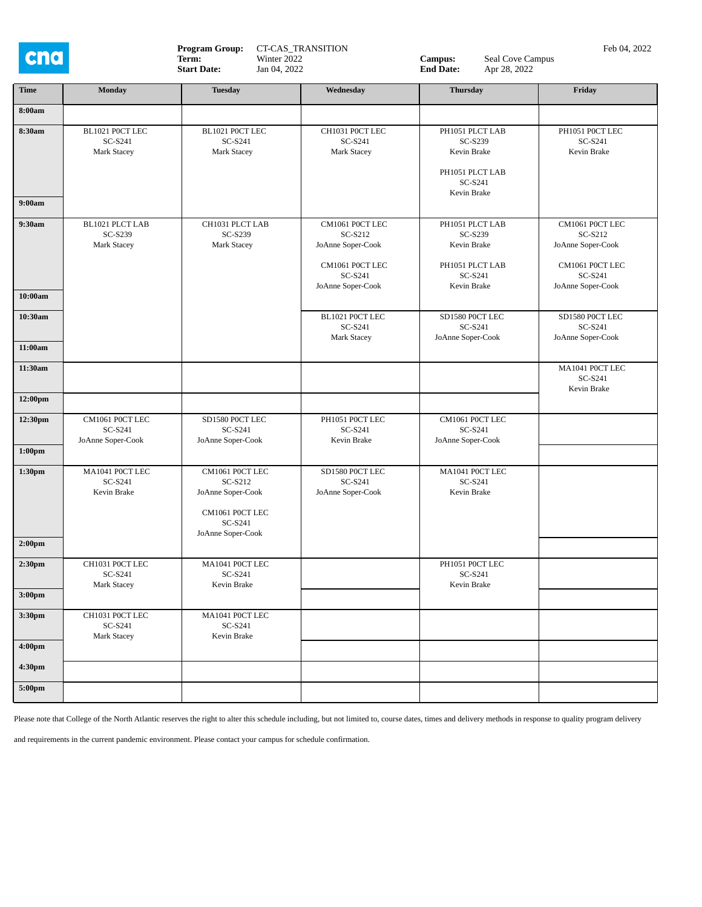**Program Group:** CT-CAS_TRANSITION
**Term:** Winter 2022
**Start Date:** Jan 04, 2022

**Campus:** Seal Cove Campus
**End Date:** Apr 28, 2022

Feb 04, 2022

| Time | Monday | Tuesday | Wednesday | Thursday | Friday |
|---|---|---|---|---|---|
| 8:00am | | | | | |
| 8:30am | BL1021 P0CT LEC SC-S241 Mark Stacey | BL1021 P0CT LEC SC-S241 Mark Stacey | CH1031 P0CT LEC SC-S241 Mark Stacey | PH1051 PLCT LAB SC-S239 Kevin Brake; PH1051 PLCT LAB SC-S241 Kevin Brake | PH1051 P0CT LEC SC-S241 Kevin Brake |
| 9:00am | | | | | |
| 9:30am | BL1021 PLCT LAB SC-S239 Mark Stacey | CH1031 PLCT LAB SC-S239 Mark Stacey | CM1061 P0CT LEC SC-S212 JoAnne Soper-Cook; CM1061 P0CT LEC SC-S241 JoAnne Soper-Cook | PH1051 PLCT LAB SC-S239 Kevin Brake; PH1051 PLCT LAB SC-S241 Kevin Brake | CM1061 P0CT LEC SC-S212 JoAnne Soper-Cook; CM1061 P0CT LEC SC-S241 JoAnne Soper-Cook |
| 10:00am | | | | | |
| 10:30am | | | BL1021 P0CT LEC SC-S241 Mark Stacey | SD1580 P0CT LEC SC-S241 JoAnne Soper-Cook | SD1580 P0CT LEC SC-S241 JoAnne Soper-Cook |
| 11:00am | | | | | |
| 11:30am | | | | | MA1041 P0CT LEC SC-S241 Kevin Brake |
| 12:00pm | | | | | |
| 12:30pm | CM1061 P0CT LEC SC-S241 JoAnne Soper-Cook | SD1580 P0CT LEC SC-S241 JoAnne Soper-Cook | PH1051 P0CT LEC SC-S241 Kevin Brake | CM1061 P0CT LEC SC-S241 JoAnne Soper-Cook | |
| 1:00pm | | | | | |
| 1:30pm | MA1041 P0CT LEC SC-S241 Kevin Brake | CM1061 P0CT LEC SC-S212 JoAnne Soper-Cook; CM1061 P0CT LEC SC-S241 JoAnne Soper-Cook | SD1580 P0CT LEC SC-S241 JoAnne Soper-Cook | MA1041 P0CT LEC SC-S241 Kevin Brake | |
| 2:00pm | | | | | |
| 2:30pm | CH1031 P0CT LEC SC-S241 Mark Stacey | MA1041 P0CT LEC SC-S241 Kevin Brake | | PH1051 P0CT LEC SC-S241 Kevin Brake | |
| 3:00pm | | | | | |
| 3:30pm | CH1031 P0CT LEC SC-S241 Mark Stacey | MA1041 P0CT LEC SC-S241 Kevin Brake | | | |
| 4:00pm | | | | | |
| 4:30pm | | | | | |
| 5:00pm | | | | | |

Please note that College of the North Atlantic reserves the right to alter this schedule including, but not limited to, course dates, times and delivery methods in response to quality program delivery and requirements in the current pandemic environment. Please contact your campus for schedule confirmation.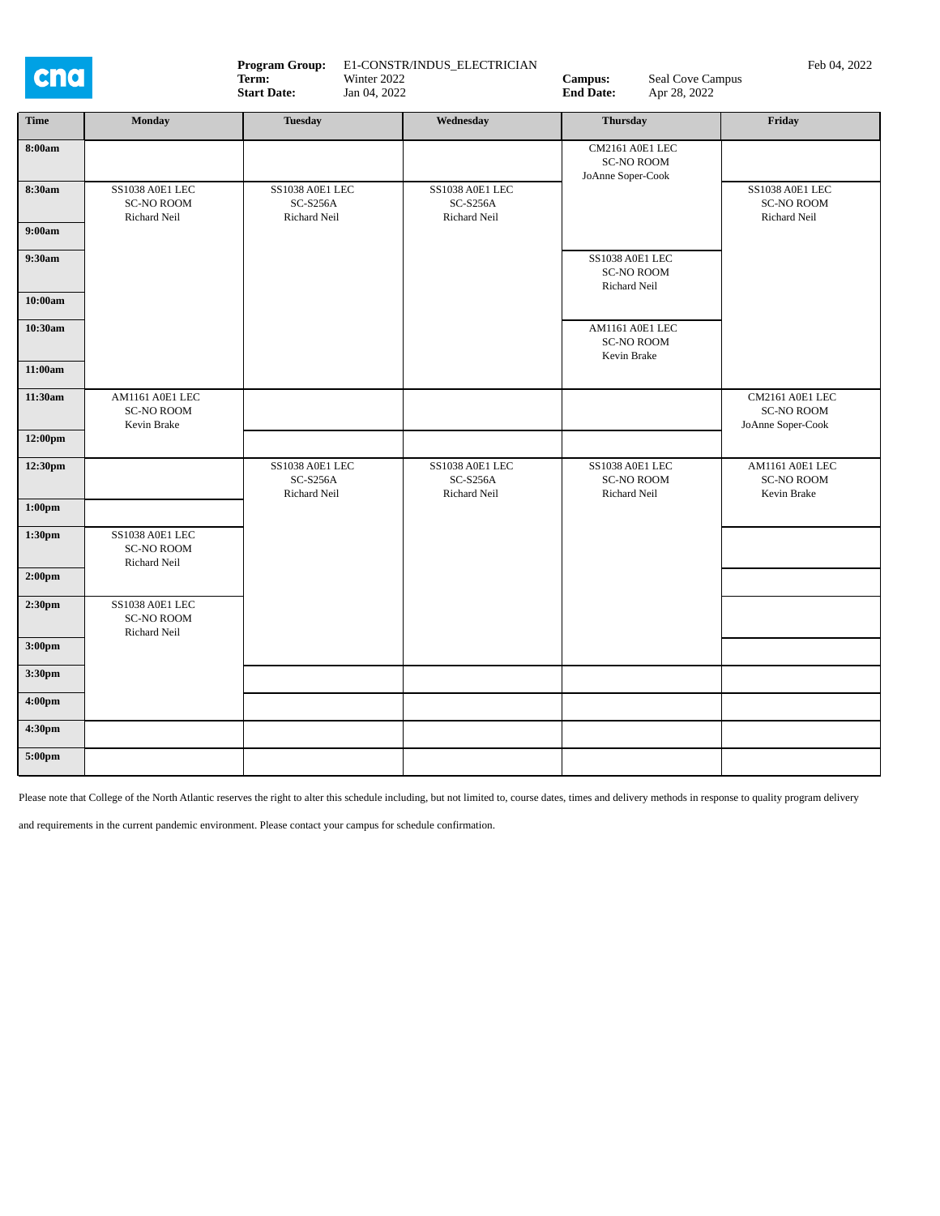cna

**Program Group:** E1-CONSTR/INDUS_ELECTRICIAN
**Term:** Winter 2022
**Start Date:** Jan 04, 2022
**Campus:** Seal Cove Campus
**End Date:** Apr 28, 2022

Feb 04, 2022

| Time | Monday | Tuesday | Wednesday | Thursday | Friday |
|---|---|---|---|---|---|
| 8:00am | | | | CM2161 A0E1 LEC SC-NO ROOM JoAnne Soper-Cook | |
| 8:30am | SS1038 A0E1 LEC SC-NO ROOM Richard Neil | SS1038 A0E1 LEC SC-S256A Richard Neil | SS1038 A0E1 LEC SC-S256A Richard Neil | | SS1038 A0E1 LEC SC-NO ROOM Richard Neil |
| 9:00am | | | | | |
| 9:30am | | | | SS1038 A0E1 LEC SC-NO ROOM Richard Neil | |
| 10:00am | | | | | |
| 10:30am | | | | AM1161 A0E1 LEC SC-NO ROOM Kevin Brake | |
| 11:00am | | | | | |
| 11:30am | AM1161 A0E1 LEC SC-NO ROOM Kevin Brake | | | | CM2161 A0E1 LEC SC-NO ROOM JoAnne Soper-Cook |
| 12:00pm | | | | | |
| 12:30pm | | SS1038 A0E1 LEC SC-S256A Richard Neil | SS1038 A0E1 LEC SC-S256A Richard Neil | SS1038 A0E1 LEC SC-NO ROOM Richard Neil | AM1161 A0E1 LEC SC-NO ROOM Kevin Brake |
| 1:00pm | | | | | |
| 1:30pm | SS1038 A0E1 LEC SC-NO ROOM Richard Neil | | | | |
| 2:00pm | | | | | |
| 2:30pm | SS1038 A0E1 LEC SC-NO ROOM Richard Neil | | | | |
| 3:00pm | | | | | |
| 3:30pm | | | | | |
| 4:00pm | | | | | |
| 4:30pm | | | | | |
| 5:00pm | | | | | |

Please note that College of the North Atlantic reserves the right to alter this schedule including, but not limited to, course dates, times and delivery methods in response to quality program delivery and requirements in the current pandemic environment. Please contact your campus for schedule confirmation.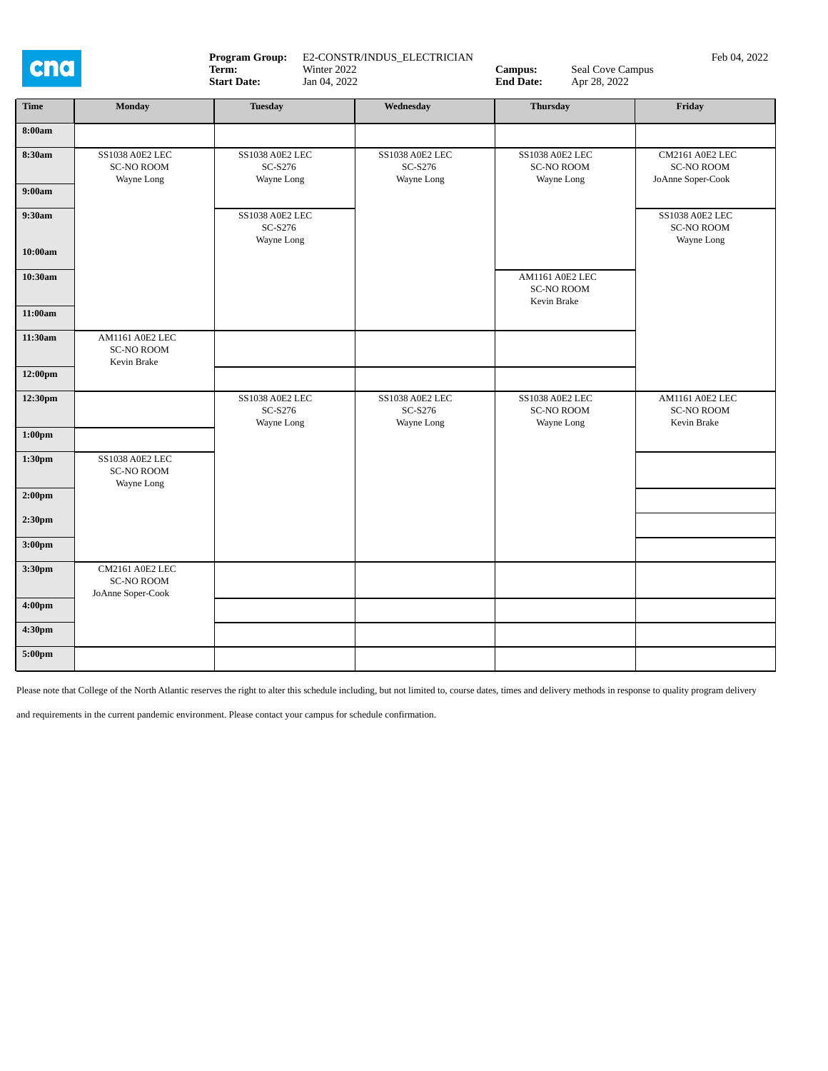Program Group: E2-CONSTR/INDUS_ELECTRICIAN
Term: Winter 2022
Start Date: Jan 04, 2022
Campus: Seal Cove Campus
End Date: Apr 28, 2022

Feb 04, 2022

| Time | Monday | Tuesday | Wednesday | Thursday | Friday |
|---|---|---|---|---|---|
| 8:00am | | | | | |
| 8:30am | SS1038 A0E2 LEC SC-NO ROOM Wayne Long | SS1038 A0E2 LEC SC-S276 Wayne Long | SS1038 A0E2 LEC SC-S276 Wayne Long | SS1038 A0E2 LEC SC-NO ROOM Wayne Long | CM2161 A0E2 LEC SC-NO ROOM JoAnne Soper-Cook |
| 9:00am | | | | | |
| 9:30am | | SS1038 A0E2 LEC SC-S276 Wayne Long | | | SS1038 A0E2 LEC SC-NO ROOM Wayne Long |
| 10:00am | | | | | |
| 10:30am | | | | AM1161 A0E2 LEC SC-NO ROOM Kevin Brake | |
| 11:00am | | | | | |
| 11:30am | AM1161 A0E2 LEC SC-NO ROOM Kevin Brake | | | | |
| 12:00pm | | | | | |
| 12:30pm | | SS1038 A0E2 LEC SC-S276 Wayne Long | SS1038 A0E2 LEC SC-S276 Wayne Long | SS1038 A0E2 LEC SC-NO ROOM Wayne Long | AM1161 A0E2 LEC SC-NO ROOM Kevin Brake |
| 1:00pm | | | | | |
| 1:30pm | SS1038 A0E2 LEC SC-NO ROOM Wayne Long | | | | |
| 2:00pm | | | | | |
| 2:30pm | | | | | |
| 3:00pm | | | | | |
| 3:30pm | CM2161 A0E2 LEC SC-NO ROOM JoAnne Soper-Cook | | | | |
| 4:00pm | | | | | |
| 4:30pm | | | | | |
| 5:00pm | | | | | |

Please note that College of the North Atlantic reserves the right to alter this schedule including, but not limited to, course dates, times and delivery methods in response to quality program delivery and requirements in the current pandemic environment. Please contact your campus for schedule confirmation.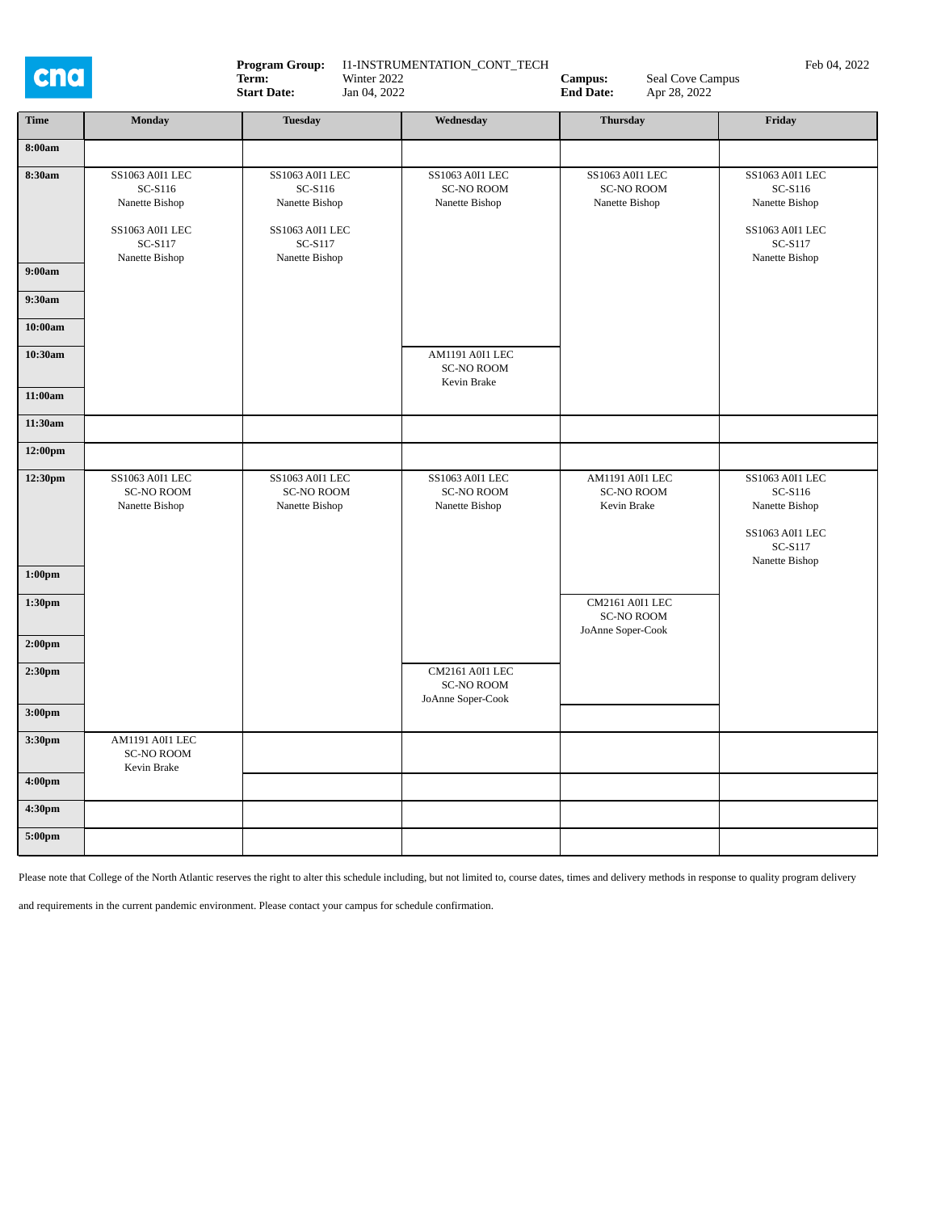**Program Group:** I1-INSTRUMENTATION_CONT_TECH
**Term:** Winter 2022
**Start Date:** Jan 04, 2022
**Campus:** Seal Cove Campus
**End Date:** Apr 28, 2022

Feb 04, 2022

| Time | Monday | Tuesday | Wednesday | Thursday | Friday |
|---|---|---|---|---|---|
| 8:00am | | | | | |
| 8:30am | SS1063 A0I1 LEC SC-S116 Nanette Bishop<br><br>SS1063 A0I1 LEC SC-S117 Nanette Bishop | SS1063 A0I1 LEC SC-S116 Nanette Bishop<br><br>SS1063 A0I1 LEC SC-S117 Nanette Bishop | SS1063 A0I1 LEC SC-NO ROOM Nanette Bishop | SS1063 A0I1 LEC SC-NO ROOM Nanette Bishop | SS1063 A0I1 LEC SC-S116 Nanette Bishop<br><br>SS1063 A0I1 LEC SC-S117 Nanette Bishop |
| 9:00am | | | | | |
| 9:30am | | | | | |
| 10:00am | | | | | |
| 10:30am | | | AM1191 A0I1 LEC SC-NO ROOM Kevin Brake | | |
| 11:00am | | | | | |
| 11:30am | | | | | |
| 12:00pm | | | | | |
| 12:30pm | SS1063 A0I1 LEC SC-NO ROOM Nanette Bishop | SS1063 A0I1 LEC SC-NO ROOM Nanette Bishop | SS1063 A0I1 LEC SC-NO ROOM Nanette Bishop | AM1191 A0I1 LEC SC-NO ROOM Kevin Brake | SS1063 A0I1 LEC SC-S116 Nanette Bishop<br><br>SS1063 A0I1 LEC SC-S117 Nanette Bishop |
| 1:00pm | | | | | |
| 1:30pm | | | | CM2161 A0I1 LEC SC-NO ROOM JoAnne Soper-Cook | |
| 2:00pm | | | | | |
| 2:30pm | | | CM2161 A0I1 LEC SC-NO ROOM JoAnne Soper-Cook | | |
| 3:00pm | | | | | |
| 3:30pm | AM1191 A0I1 LEC SC-NO ROOM Kevin Brake | | | | |
| 4:00pm | | | | | |
| 4:30pm | | | | | |
| 5:00pm | | | | | |

Please note that College of the North Atlantic reserves the right to alter this schedule including, but not limited to, course dates, times and delivery methods in response to quality program delivery

and requirements in the current pandemic environment. Please contact your campus for schedule confirmation.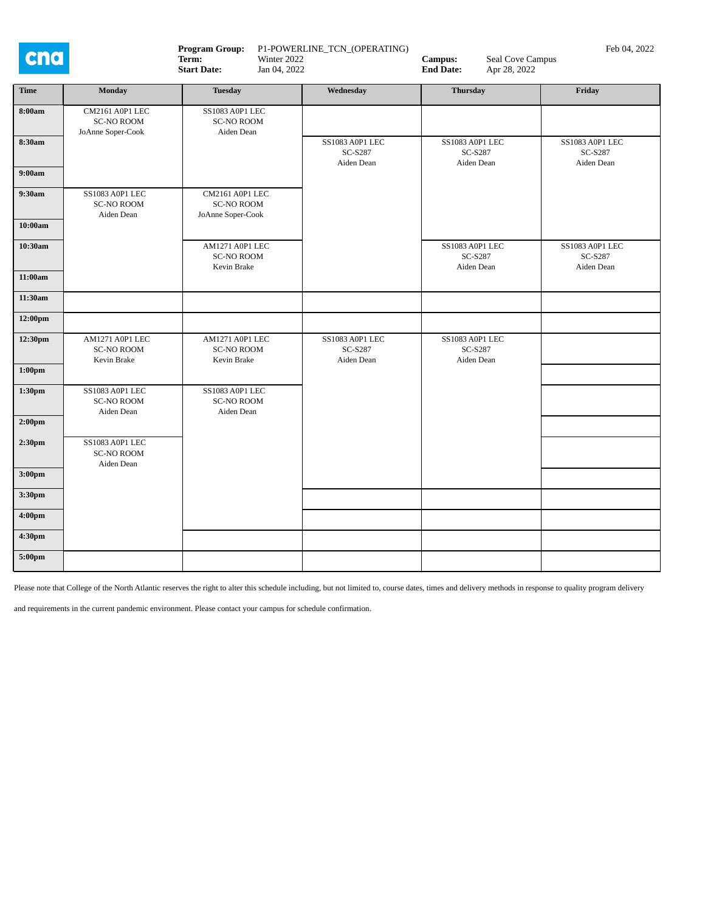Program Group: P1-POWERLINE_TCN_(OPERATING)
Term: Winter 2022
Start Date: Jan 04, 2022
Campus: Seal Cove Campus
End Date: Apr 28, 2022
Feb 04, 2022

| Time | Monday | Tuesday | Wednesday | Thursday | Friday |
|---|---|---|---|---|---|
| 8:00am | CM2161 A0P1 LEC SC-NO ROOM JoAnne Soper-Cook | SS1083 A0P1 LEC SC-NO ROOM Aiden Dean | | | |
| 8:30am | | | SS1083 A0P1 LEC SC-S287 Aiden Dean | SS1083 A0P1 LEC SC-S287 Aiden Dean | SS1083 A0P1 LEC SC-S287 Aiden Dean |
| 9:00am | | | | | |
| 9:30am | SS1083 A0P1 LEC SC-NO ROOM Aiden Dean | CM2161 A0P1 LEC SC-NO ROOM JoAnne Soper-Cook | | | |
| 10:00am | | | | | |
| 10:30am | | AM1271 A0P1 LEC SC-NO ROOM Kevin Brake | | SS1083 A0P1 LEC SC-S287 Aiden Dean | SS1083 A0P1 LEC SC-S287 Aiden Dean |
| 11:00am | | | | | |
| 11:30am | | | | | |
| 12:00pm | | | | | |
| 12:30pm | AM1271 A0P1 LEC SC-NO ROOM Kevin Brake | AM1271 A0P1 LEC SC-NO ROOM Kevin Brake | SS1083 A0P1 LEC SC-S287 Aiden Dean | SS1083 A0P1 LEC SC-S287 Aiden Dean | |
| 1:00pm | | | | | |
| 1:30pm | SS1083 A0P1 LEC SC-NO ROOM Aiden Dean | SS1083 A0P1 LEC SC-NO ROOM Aiden Dean | | | |
| 2:00pm | | | | | |
| 2:30pm | SS1083 A0P1 LEC SC-NO ROOM Aiden Dean | | | | |
| 3:00pm | | | | | |
| 3:30pm | | | | | |
| 4:00pm | | | | | |
| 4:30pm | | | | | |
| 5:00pm | | | | | |

Please note that College of the North Atlantic reserves the right to alter this schedule including, but not limited to, course dates, times and delivery methods in response to quality program delivery

and requirements in the current pandemic environment. Please contact your campus for schedule confirmation.